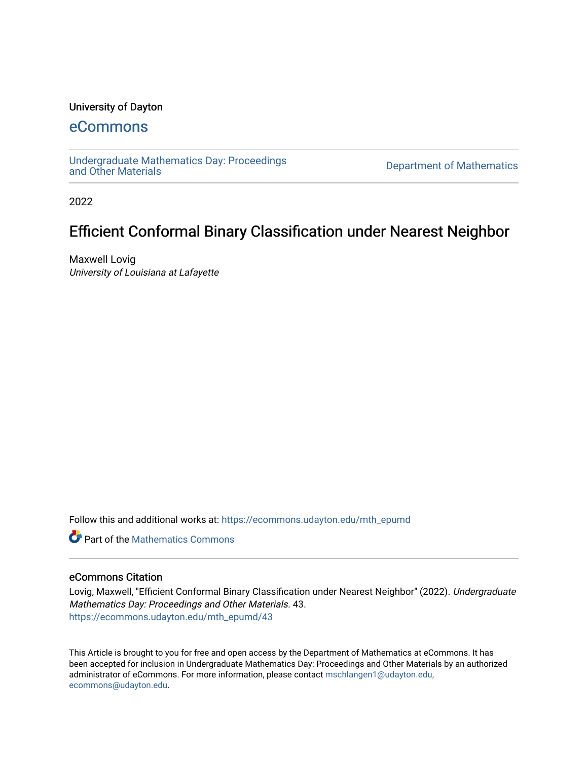University of Dayton

# eCommons

Undergraduate Mathematics Day: Proceedings and Other Materials

Department of Mathematics

2022

# Efficient Conformal Binary Classification under Nearest Neighbor

Maxwell Lovig
*University of Louisiana at Lafayette*

Follow this and additional works at: https://ecommons.udayton.edu/mth_epumd

Part of the Mathematics Commons

## eCommons Citation

Lovig, Maxwell, "Efficient Conformal Binary Classification under Nearest Neighbor" (2022). *Undergraduate Mathematics Day: Proceedings and Other Materials*. 43.
https://ecommons.udayton.edu/mth_epumd/43

This Article is brought to you for free and open access by the Department of Mathematics at eCommons. It has been accepted for inclusion in Undergraduate Mathematics Day: Proceedings and Other Materials by an authorized administrator of eCommons. For more information, please contact mschlangen1@udayton.edu, ecommons@udayton.edu.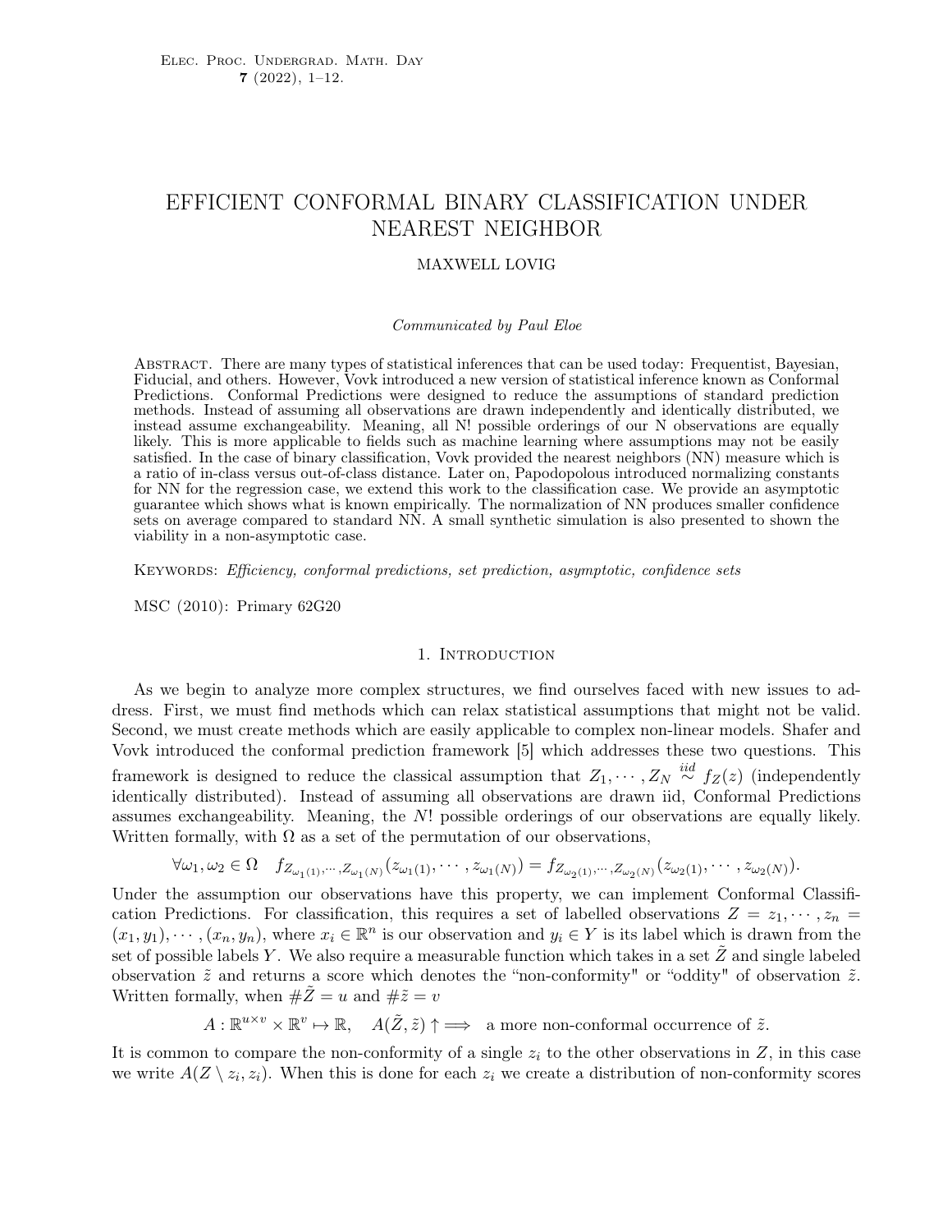# EFFICIENT CONFORMAL BINARY CLASSIFICATION UNDER NEAREST NEIGHBOR

MAXWELL LOVIG

*Communicated by Paul Eloe*

Abstract. There are many types of statistical inferences that can be used today: Frequentist, Bayesian, Fiducial, and others. However, Vovk introduced a new version of statistical inference known as Conformal Predictions. Conformal Predictions were designed to reduce the assumptions of standard prediction methods. Instead of assuming all observations are drawn independently and identically distributed, we instead assume exchangeability. Meaning, all N! possible orderings of our N observations are equally likely. This is more applicable to fields such as machine learning where assumptions may not be easily satisfied. In the case of binary classification, Vovk provided the nearest neighbors (NN) measure which is a ratio of in-class versus out-of-class distance. Later on, Papodopolous introduced normalizing constants for NN for the regression case, we extend this work to the classification case. We provide an asymptotic guarantee which shows what is known empirically. The normalization of NN produces smaller confidence sets on average compared to standard NN. A small synthetic simulation is also presented to shown the viability in a non-asymptotic case.

Keywords: *Efficiency, conformal predictions, set prediction, asymptotic, confidence sets*

MSC (2010): Primary 62G20

## 1. Introduction

As we begin to analyze more complex structures, we find ourselves faced with new issues to address. First, we must find methods which can relax statistical assumptions that might not be valid. Second, we must create methods which are easily applicable to complex non-linear models. Shafer and Vovk introduced the conformal prediction framework [5] which addresses these two questions. This framework is designed to reduce the classical assumption that $Z_1, \cdots, Z_N \overset{iid}{\sim} f_Z(z)$ (independently identically distributed). Instead of assuming all observations are drawn iid, Conformal Predictions assumes exchangeability. Meaning, the $N!$ possible orderings of our observations are equally likely. Written formally, with $\Omega$ as a set of the permutation of our observations,

$$\forall \omega_1, \omega_2 \in \Omega \quad f_{Z_{\omega_1(1)},\cdots,Z_{\omega_1(N)}}(z_{\omega_1(1)}, \cdots, z_{\omega_1(N)}) = f_{Z_{\omega_2(1)},\cdots,Z_{\omega_2(N)}}(z_{\omega_2(1)}, \cdots, z_{\omega_2(N)}).$$

Under the assumption our observations have this property, we can implement Conformal Classification Predictions. For classification, this requires a set of labelled observations $Z = z_1, \cdots, z_n = (x_1, y_1), \cdots, (x_n, y_n)$, where $x_i \in \mathbb{R}^n$ is our observation and $y_i \in Y$ is its label which is drawn from the set of possible labels $Y$. We also require a measurable function which takes in a set $\tilde{Z}$ and single labeled observation $\tilde{z}$ and returns a score which denotes the "non-conformity" or "oddity" of observation $\tilde{z}$. Written formally, when $\#\tilde{Z} = u$ and $\#\tilde{z} = v$

$$A : \mathbb{R}^{u \times v} \times \mathbb{R}^v \mapsto \mathbb{R}, \quad A(\tilde{Z}, \tilde{z}) \uparrow \Longrightarrow \text{ a more non-conformal occurrence of } \tilde{z}.$$

It is common to compare the non-conformity of a single $z_i$ to the other observations in $Z$, in this case we write $A(Z \setminus z_i, z_i)$. When this is done for each $z_i$ we create a distribution of non-conformity scores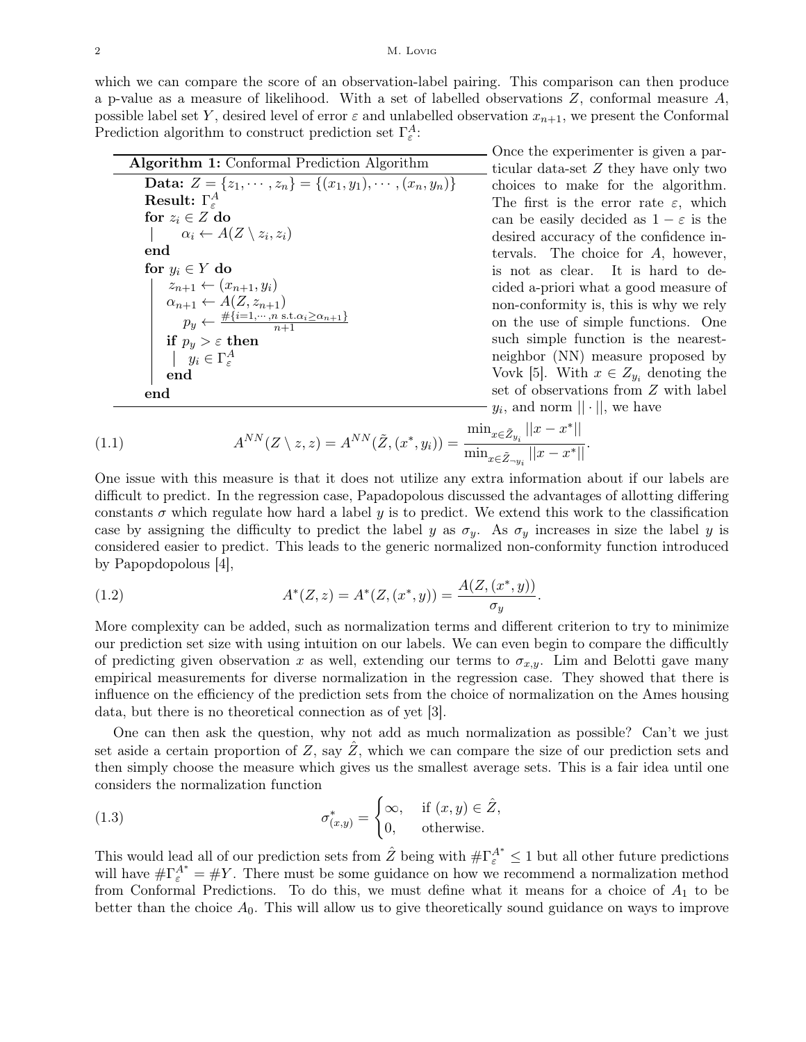which we can compare the score of an observation-label pairing. This comparison can then produce a p-value as a measure of likelihood. With a set of labelled observations $Z$, conformal measure $A$, possible label set $Y$, desired level of error $\varepsilon$ and unlabelled observation $x_{n+1}$, we present the Conformal Prediction algorithm to construct prediction set $\Gamma_\varepsilon^A$:

```
Algorithm 1: Conformal Prediction Algorithm
  Data: Z = {z_1, ..., z_n} = {(x_1, y_1), ..., (x_n, y_n)}
  Result: Γ_ε^A
  for z_i ∈ Z do
      α_i ← A(Z \ z_i, z_i)
  end
  for y_i ∈ Y do
      z_{n+1} ← (x_{n+1}, y_i)
      α_{n+1} ← A(Z, z_{n+1})
      p_y ← #{i=1,...,n s.t. α_i ≥ α_{n+1}} / (n+1)
      if p_y > ε then
          y_i ∈ Γ_ε^A
      end
  end
```

Once the experimenter is given a particular data-set $Z$ they have only two choices to make for the algorithm. The first is the error rate $\varepsilon$, which can be easily decided as $1 - \varepsilon$ is the desired accuracy of the confidence intervals. The choice for $A$, however, is not as clear. It is hard to decided a-priori what a good measure of non-conformity is, this is why we rely on the use of simple functions. One such simple function is the nearest-neighbor (NN) measure proposed by Vovk [5]. With $x \in Z_{y_i}$ denoting the set of observations from $Z$ with label $y_i$, and norm $||\cdot||$, we have

$$A^{NN}(Z \setminus z, z) = A^{NN}(\tilde{Z}, (x^*, y_i)) = \frac{\min_{x \in \tilde{Z}_{y_i}} ||x - x^*||}{\min_{x \in \tilde{Z}_{\neg y_i}} ||x - x^*||}. \tag{1.1}$$

One issue with this measure is that it does not utilize any extra information about if our labels are difficult to predict. In the regression case, Papadopolous discussed the advantages of allotting differing constants $\sigma$ which regulate how hard a label $y$ is to predict. We extend this work to the classification case by assigning the difficulty to predict the label $y$ as $\sigma_y$. As $\sigma_y$ increases in size the label $y$ is considered easier to predict. This leads to the generic normalized non-conformity function introduced by Papopdopolous [4],

$$A^*(Z, z) = A^*(Z, (x^*, y)) = \frac{A(Z, (x^*, y))}{\sigma_y}. \tag{1.2}$$

More complexity can be added, such as normalization terms and different criterion to try to minimize our prediction set size with using intuition on our labels. We can even begin to compare the difficultly of predicting given observation $x$ as well, extending our terms to $\sigma_{x,y}$. Lim and Belotti gave many empirical measurements for diverse normalization in the regression case. They showed that there is influence on the efficiency of the prediction sets from the choice of normalization on the Ames housing data, but there is no theoretical connection as of yet [3].

One can then ask the question, why not add as much normalization as possible? Can't we just set aside a certain proportion of $Z$, say $\hat{Z}$, which we can compare the size of our prediction sets and then simply choose the measure which gives us the smallest average sets. This is a fair idea until one considers the normalization function

$$\sigma^*_{(x,y)} = \begin{cases} \infty, & \text{if } (x, y) \in \hat{Z}, \\ 0, & \text{otherwise.} \end{cases} \tag{1.3}$$

This would lead all of our prediction sets from $\hat{Z}$ being with $\#\Gamma_\varepsilon^{A^*} \leq 1$ but all other future predictions will have $\#\Gamma_\varepsilon^{A^*} = \#Y$. There must be some guidance on how we recommend a normalization method from Conformal Predictions. To do this, we must define what it means for a choice of $A_1$ to be better than the choice $A_0$. This will allow us to give theoretically sound guidance on ways to improve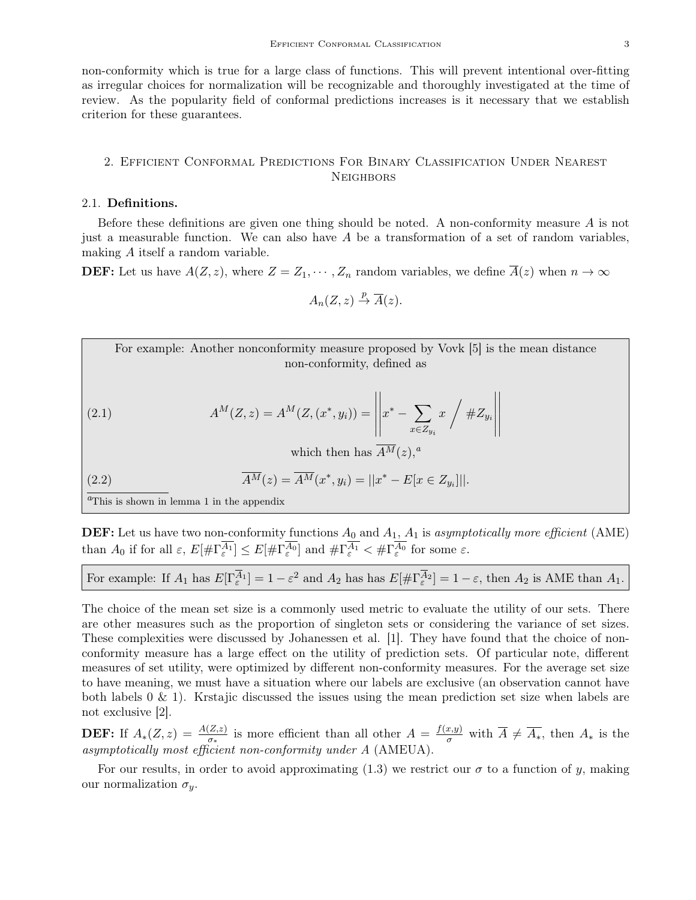non-conformity which is true for a large class of functions. This will prevent intentional over-fitting as irregular choices for normalization will be recognizable and thoroughly investigated at the time of review. As the popularity field of conformal predictions increases is it necessary that we establish criterion for these guarantees.

## 2. Efficient Conformal Predictions For Binary Classification Under Nearest Neighbors

### 2.1. Definitions.

Before these definitions are given one thing should be noted. A non-conformity measure $A$ is not just a measurable function. We can also have $A$ be a transformation of a set of random variables, making $A$ itself a random variable.

**DEF:** Let us have $A(Z, z)$, where $Z = Z_1, \cdots, Z_n$ random variables, we define $\overline{A}(z)$ when $n \to \infty$

$$A_n(Z, z) \xrightarrow{p} \overline{A}(z).$$

For example: Another nonconformity measure proposed by Vovk [5] is the mean distance non-conformity, defined as

$$A^M(Z, z) = A^M(Z, (x^*, y_i)) = \left|\left| x^* - \sum_{x \in Z_{y_i}} x \Bigg/ \#Z_{y_i} \right|\right| \tag{2.1}$$

which then has $\overline{A^M}(z)$,[a]

$$\overline{A^M}(z) = \overline{A^M}(x^*, y_i) = ||x^* - E[x \in Z_{y_i}]||. \tag{2.2}$$

[a] This is shown in lemma 1 in the appendix

**DEF:** Let us have two non-conformity functions $A_0$ and $A_1$, $A_1$ is *asymptotically more efficient* (AME) than $A_0$ if for all $\varepsilon$, $E[\#\Gamma_\varepsilon^{\overline{A_1}}] \leq E[\#\Gamma_\varepsilon^{\overline{A_0}}]$ and $\#\Gamma_\varepsilon^{\overline{A_1}} < \#\Gamma_\varepsilon^{\overline{A_0}}$ for some $\varepsilon$.

For example: If $A_1$ has $E[\Gamma_\varepsilon^{\overline{A_1}}] = 1 - \varepsilon^2$ and $A_2$ has has $E[\#\Gamma_\varepsilon^{\overline{A_2}}] = 1 - \varepsilon$, then $A_2$ is AME than $A_1$.

The choice of the mean set size is a commonly used metric to evaluate the utility of our sets. There are other measures such as the proportion of singleton sets or considering the variance of set sizes. These complexities were discussed by Johanessen et al. [1]. They have found that the choice of non-conformity measure has a large effect on the utility of prediction sets. Of particular note, different measures of set utility, were optimized by different non-conformity measures. For the average set size to have meaning, we must have a situation where our labels are exclusive (an observation cannot have both labels 0 & 1). Krstajic discussed the issues using the mean prediction set size when labels are not exclusive [2].

**DEF:** If $A_*(Z, z) = \frac{A(Z,z)}{\sigma_*}$ is more efficient than all other $A = \frac{f(x,y)}{\sigma}$ with $\overline{A} \neq \overline{A_*}$, then $A_*$ is the *asymptotically most efficient non-conformity under A* (AMEUA).

For our results, in order to avoid approximating (1.3) we restrict our $\sigma$ to a function of $y$, making our normalization $\sigma_y$.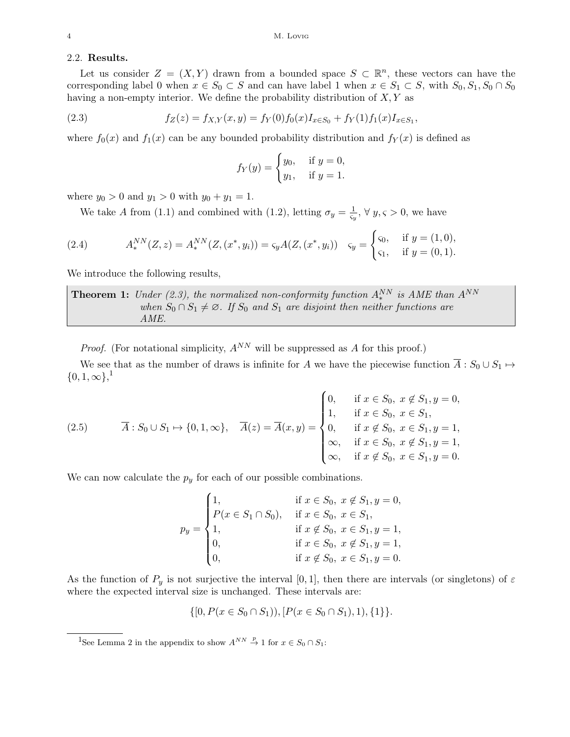### 2.2. Results.

Let us consider $Z = (X, Y)$ drawn from a bounded space $S \subset \mathbb{R}^n$, these vectors can have the corresponding label 0 when $x \in S_0 \subset S$ and can have label 1 when $x \in S_1 \subset S$, with $S_0, S_1, S_0 \cap S_0$ having a non-empty interior. We define the probability distribution of $X, Y$ as

$$f_Z(z) = f_{X,Y}(x, y) = f_Y(0) f_0(x) I_{x \in S_0} + f_Y(1) f_1(x) I_{x \in S_1}, \tag{2.3}$$

where $f_0(x)$ and $f_1(x)$ can be any bounded probability distribution and $f_Y(x)$ is defined as

$$f_Y(y) = \begin{cases} y_0, & \text{if } y = 0, \\ y_1, & \text{if } y = 1. \end{cases}$$

where $y_0 > 0$ and $y_1 > 0$ with $y_0 + y_1 = 1$.

We take $A$ from (1.1) and combined with (1.2), letting $\sigma_y = \frac{1}{\varsigma_y}$, $\forall\, y, \varsigma > 0$, we have

$$A_*^{NN}(Z, z) = A_*^{NN}(Z, (x^*, y_i)) = \varsigma_y A(Z, (x^*, y_i)) \quad \varsigma_y = \begin{cases} \varsigma_0, & \text{if } y = (1, 0), \\ \varsigma_1, & \text{if } y = (0, 1). \end{cases} \tag{2.4}$$

We introduce the following results,

**Theorem 1:** *Under (2.3), the normalized non-conformity function $A_*^{NN}$ is AME than $A^{NN}$ when $S_0 \cap S_1 \neq \varnothing$. If $S_0$ and $S_1$ are disjoint then neither functions are AME.*

*Proof.* (For notational simplicity, $A^{NN}$ will be suppressed as $A$ for this proof.)

We see that as the number of draws is infinite for $A$ we have the piecewise function $\overline{A} : S_0 \cup S_1 \mapsto \{0, 1, \infty\}$,[1]

$$\overline{A} : S_0 \cup S_1 \mapsto \{0, 1, \infty\}, \quad \overline{A}(z) = \overline{A}(x, y) = \begin{cases} 0, & \text{if } x \in S_0,\ x \notin S_1, y = 0, \\ 1, & \text{if } x \in S_0,\ x \in S_1, \\ 0, & \text{if } x \notin S_0,\ x \in S_1, y = 1, \\ \infty, & \text{if } x \in S_0,\ x \notin S_1, y = 1, \\ \infty, & \text{if } x \notin S_0,\ x \in S_1, y = 0. \end{cases} \tag{2.5}$$

We can now calculate the $p_y$ for each of our possible combinations.

$$p_y = \begin{cases} 1, & \text{if } x \in S_0,\ x \notin S_1, y = 0, \\ P(x \in S_1 \cap S_0), & \text{if } x \in S_0,\ x \in S_1, \\ 1, & \text{if } x \notin S_0,\ x \in S_1, y = 1, \\ 0, & \text{if } x \in S_0,\ x \notin S_1, y = 1, \\ 0, & \text{if } x \notin S_0,\ x \in S_1, y = 0. \end{cases}$$

As the function of $P_y$ is not surjective the interval $[0, 1]$, then there are intervals (or singletons) of $\varepsilon$ where the expected interval size is unchanged. These intervals are:

$$\{[0, P(x \in S_0 \cap S_1)), [P(x \in S_0 \cap S_1), 1), \{1\}\}.$$

---

[1] See Lemma 2 in the appendix to show $A^{NN} \xrightarrow{p} 1$ for $x \in S_0 \cap S_1$: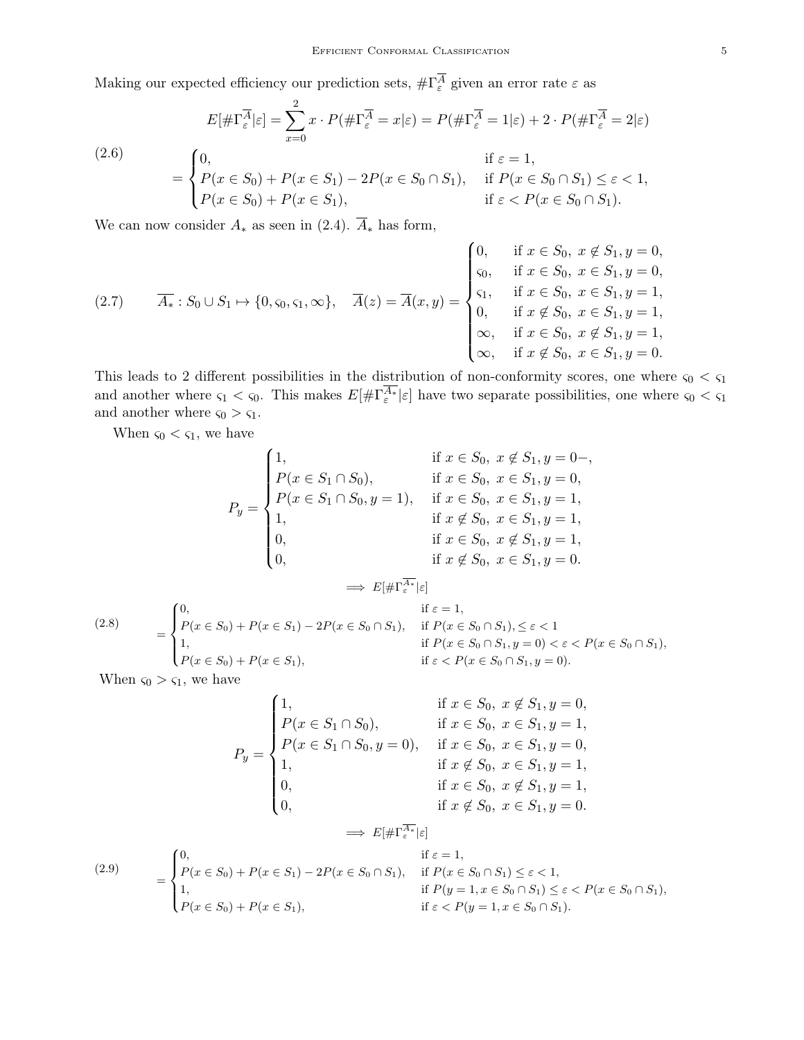Making our expected efficiency our prediction sets, $\#\Gamma_\varepsilon^{\overline{A}}$ given an error rate $\varepsilon$ as

$$
\begin{aligned}
E[\#\Gamma_\varepsilon^{\overline{A}}|\varepsilon] &= \sum_{x=0}^{2} x \cdot P(\#\Gamma_\varepsilon^{\overline{A}} = x|\varepsilon) = P(\#\Gamma_\varepsilon^{\overline{A}} = 1|\varepsilon) + 2 \cdot P(\#\Gamma_\varepsilon^{\overline{A}} = 2|\varepsilon) \\
&= \begin{cases} 0, & \text{if } \varepsilon = 1, \\ P(x \in S_0) + P(x \in S_1) - 2P(x \in S_0 \cap S_1), & \text{if } P(x \in S_0 \cap S_1) \leq \varepsilon < 1, \\ P(x \in S_0) + P(x \in S_1), & \text{if } \varepsilon < P(x \in S_0 \cap S_1). \end{cases}
\end{aligned} \tag{2.6}
$$

We can now consider $A_*$ as seen in (2.4). $\overline{A}_*$ has form,

$$
\overline{A_*} : S_0 \cup S_1 \mapsto \{0, \varsigma_0, \varsigma_1, \infty\}, \quad \overline{A}(z) = \overline{A}(x,y) = \begin{cases} 0, & \text{if } x \in S_0,\ x \notin S_1, y = 0, \\ \varsigma_0, & \text{if } x \in S_0,\ x \in S_1, y = 0, \\ \varsigma_1, & \text{if } x \in S_0,\ x \in S_1, y = 1, \\ 0, & \text{if } x \notin S_0,\ x \in S_1, y = 1, \\ \infty, & \text{if } x \in S_0,\ x \notin S_1, y = 1, \\ \infty, & \text{if } x \notin S_0,\ x \in S_1, y = 0. \end{cases} \tag{2.7}
$$

This leads to 2 different possibilities in the distribution of non-conformity scores, one where $\varsigma_0 < \varsigma_1$ and another where $\varsigma_1 < \varsigma_0$. This makes $E[\#\Gamma_\varepsilon^{\overline{A_*}}|\varepsilon]$ have two separate possibilities, one where $\varsigma_0 < \varsigma_1$ and another where $\varsigma_0 > \varsigma_1$.

When $\varsigma_0 < \varsigma_1$, we have

$$
P_y = \begin{cases} 1, & \text{if } x \in S_0,\ x \notin S_1, y = 0-, \\ P(x \in S_1 \cap S_0), & \text{if } x \in S_0,\ x \in S_1, y = 0, \\ P(x \in S_1 \cap S_0, y = 1), & \text{if } x \in S_0,\ x \in S_1, y = 1, \\ 1, & \text{if } x \notin S_0,\ x \in S_1, y = 1, \\ 0, & \text{if } x \in S_0,\ x \notin S_1, y = 1, \\ 0, & \text{if } x \notin S_0,\ x \in S_1, y = 0. \end{cases}
$$

$$
\begin{aligned}
&\implies E[\#\Gamma_\varepsilon^{\overline{A_*}}|\varepsilon] \\
&= \begin{cases} 0, & \text{if } \varepsilon = 1, \\ P(x \in S_0) + P(x \in S_1) - 2P(x \in S_0 \cap S_1), & \text{if } P(x \in S_0 \cap S_1), \leq \varepsilon < 1 \\ 1, & \text{if } P(x \in S_0 \cap S_1, y = 0) < \varepsilon < P(x \in S_0 \cap S_1), \\ P(x \in S_0) + P(x \in S_1), & \text{if } \varepsilon < P(x \in S_0 \cap S_1, y = 0). \end{cases}
\end{aligned} \tag{2.8}
$$

When $\varsigma_0 > \varsigma_1$, we have

$$
P_y = \begin{cases} 1, & \text{if } x \in S_0,\ x \notin S_1, y = 0, \\ P(x \in S_1 \cap S_0), & \text{if } x \in S_0,\ x \in S_1, y = 1, \\ P(x \in S_1 \cap S_0, y = 0), & \text{if } x \in S_0,\ x \in S_1, y = 0, \\ 1, & \text{if } x \notin S_0,\ x \in S_1, y = 1, \\ 0, & \text{if } x \in S_0,\ x \notin S_1, y = 1, \\ 0, & \text{if } x \notin S_0,\ x \in S_1, y = 0. \end{cases}
$$

$$
\begin{aligned}
&\implies E[\#\Gamma_\varepsilon^{\overline{A_*}}|\varepsilon] \\
&= \begin{cases} 0, & \text{if } \varepsilon = 1, \\ P(x \in S_0) + P(x \in S_1) - 2P(x \in S_0 \cap S_1), & \text{if } P(x \in S_0 \cap S_1) \leq \varepsilon < 1, \\ 1, & \text{if } P(y = 1, x \in S_0 \cap S_1) \leq \varepsilon < P(x \in S_0 \cap S_1), \\ P(x \in S_0) + P(x \in S_1), & \text{if } \varepsilon < P(y = 1, x \in S_0 \cap S_1). \end{cases}
\end{aligned} \tag{2.9}
$$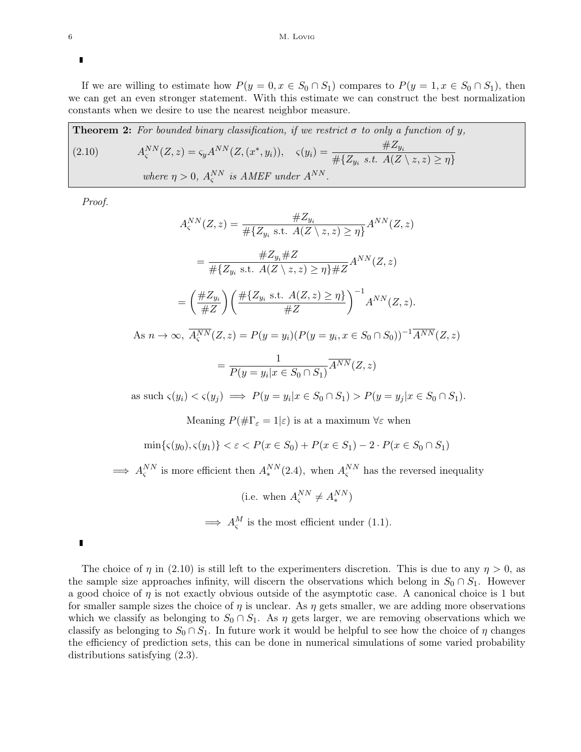∎

If we are willing to estimate how $P(y = 0, x \in S_0 \cap S_1)$ compares to $P(y = 1, x \in S_0 \cap S_1)$, then we can get an even stronger statement. With this estimate we can construct the best normalization constants when we desire to use the nearest neighbor measure.

**Theorem 2:** *For bounded binary classification, if we restrict $\sigma$ to only a function of $y$,*

$$A_{\varsigma}^{NN}(Z, z) = \varsigma_y A^{NN}(Z, (x^*, y_i)), \quad \varsigma(y_i) = \frac{\#Z_{y_i}}{\#\{Z_{y_i} \text{ s.t. } A(Z \setminus z, z) \geq \eta\}} \tag{2.10}$$

*where $\eta > 0$, $A_{\varsigma}^{NN}$ is AMEF under $A^{NN}$.*

*Proof.*

$$A_{\varsigma}^{NN}(Z, z) = \frac{\#Z_{y_i}}{\#\{Z_{y_i} \text{ s.t. } A(Z \setminus z, z) \geq \eta\}} A^{NN}(Z, z)$$

$$= \frac{\#Z_{y_i} \#Z}{\#\{Z_{y_i} \text{ s.t. } A(Z \setminus z, z) \geq \eta\} \#Z} A^{NN}(Z, z)$$

$$= \left(\frac{\#Z_{y_i}}{\#Z}\right) \left(\frac{\#\{Z_{y_i} \text{ s.t. } A(Z, z) \geq \eta\}}{\#Z}\right)^{-1} A^{NN}(Z, z).$$

$$\text{As } n \to \infty, \ \overline{A_{\varsigma}^{NN}}(Z, z) = P(y = y_i)(P(y = y_i, x \in S_0 \cap S_0))^{-1} \overline{A^{NN}}(Z, z)$$

$$= \frac{1}{P(y = y_i | x \in S_0 \cap S_1)} \overline{A^{NN}}(Z, z)$$

$$\text{as such } \varsigma(y_i) < \varsigma(y_j) \implies P(y = y_i | x \in S_0 \cap S_1) > P(y = y_j | x \in S_0 \cap S_1).$$

Meaning $P(\#\Gamma_{\varepsilon} = 1 | \varepsilon)$ is at a maximum $\forall \varepsilon$ when

$$\min\{\varsigma(y_0), \varsigma(y_1)\} < \varepsilon < P(x \in S_0) + P(x \in S_1) - 2 \cdot P(x \in S_0 \cap S_1)$$

$$\implies A_{\varsigma}^{NN} \text{ is more efficient then } A_*^{NN}(2.4), \text{ when } A_{\varsigma}^{NN} \text{ has the reversed inequality}$$

$$\text{(i.e. when } A_{\varsigma}^{NN} \neq A_*^{NN})$$

$$\implies A_{\varsigma}^{M} \text{ is the most efficient under (1.1).}$$

∎

The choice of $\eta$ in (2.10) is still left to the experimenters discretion. This is due to any $\eta > 0$, as the sample size approaches infinity, will discern the observations which belong in $S_0 \cap S_1$. However a good choice of $\eta$ is not exactly obvious outside of the asymptotic case. A canonical choice is 1 but for smaller sample sizes the choice of $\eta$ is unclear. As $\eta$ gets smaller, we are adding more observations which we classify as belonging to $S_0 \cap S_1$. As $\eta$ gets larger, we are removing observations which we classify as belonging to $S_0 \cap S_1$. In future work it would be helpful to see how the choice of $\eta$ changes the efficiency of prediction sets, this can be done in numerical simulations of some varied probability distributions satisfying (2.3).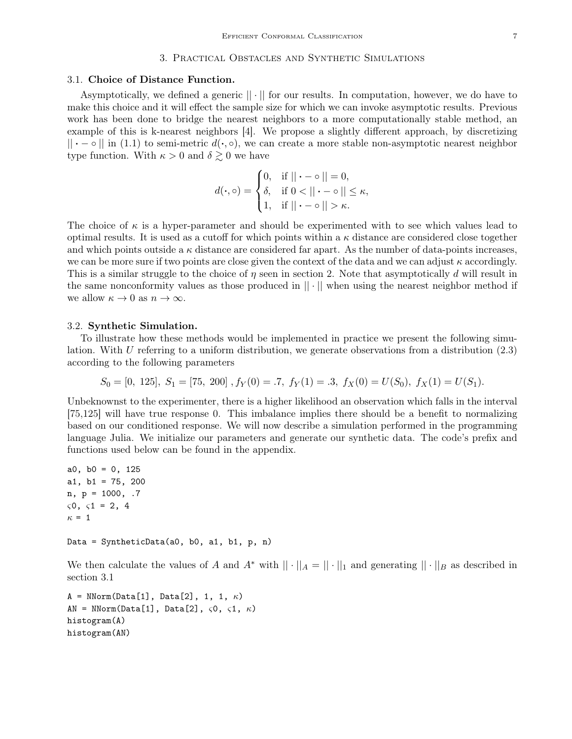## 3. Practical Obstacles and Synthetic Simulations

### 3.1. Choice of Distance Function.

Asymptotically, we defined a generic $||\cdot||$ for our results. In computation, however, we do have to make this choice and it will effect the sample size for which we can invoke asymptotic results. Previous work has been done to bridge the nearest neighbors to a more computationally stable method, an example of this is k-nearest neighbors [4]. We propose a slightly different approach, by discretizing $||\cdot - \circ||$ in (1.1) to semi-metric $d(\cdot, \circ)$, we can create a more stable non-asymptotic nearest neighbor type function. With $\kappa > 0$ and $\delta \gtrsim 0$ we have

$$d(\cdot, \circ) = \begin{cases} 0, & \text{if } ||\cdot - \circ|| = 0, \\ \delta, & \text{if } 0 < ||\cdot - \circ|| \leq \kappa, \\ 1, & \text{if } ||\cdot - \circ|| > \kappa. \end{cases}$$

The choice of $\kappa$ is a hyper-parameter and should be experimented with to see which values lead to optimal results. It is used as a cutoff for which points within a $\kappa$ distance are considered close together and which points outside a $\kappa$ distance are considered far apart. As the number of data-points increases, we can be more sure if two points are close given the context of the data and we can adjust $\kappa$ accordingly. This is a similar struggle to the choice of $\eta$ seen in section 2. Note that asymptotically $d$ will result in the same nonconformity values as those produced in $||\cdot||$ when using the nearest neighbor method if we allow $\kappa \to 0$ as $n \to \infty$.

### 3.2. Synthetic Simulation.

To illustrate how these methods would be implemented in practice we present the following simulation. With $U$ referring to a uniform distribution, we generate observations from a distribution (2.3) according to the following parameters

$$S_0 = [0,\ 125],\ S_1 = [75,\ 200]\ , f_Y(0) = .7,\ f_Y(1) = .3,\ f_X(0) = U(S_0),\ f_X(1) = U(S_1).$$

Unbeknownst to the experimenter, there is a higher likelihood an observation which falls in the interval [75,125] will have true response 0. This imbalance implies there should be a benefit to normalizing based on our conditioned response. We will now describe a simulation performed in the programming language Julia. We initialize our parameters and generate our synthetic data. The code's prefix and functions used below can be found in the appendix.

```
a0, b0 = 0, 125
a1, b1 = 75, 200
n, p = 1000, .7
ς0, ς1 = 2, 4
κ = 1

Data = SyntheticData(a0, b0, a1, b1, p, n)
```

We then calculate the values of $A$ and $A^*$ with $||\cdot||_A = ||\cdot||_1$ and generating $||\cdot||_B$ as described in section 3.1

```
A = NNorm(Data[1], Data[2], 1, 1, κ)
AN = NNorm(Data[1], Data[2], ς0, ς1, κ)
histogram(A)
histogram(AN)
```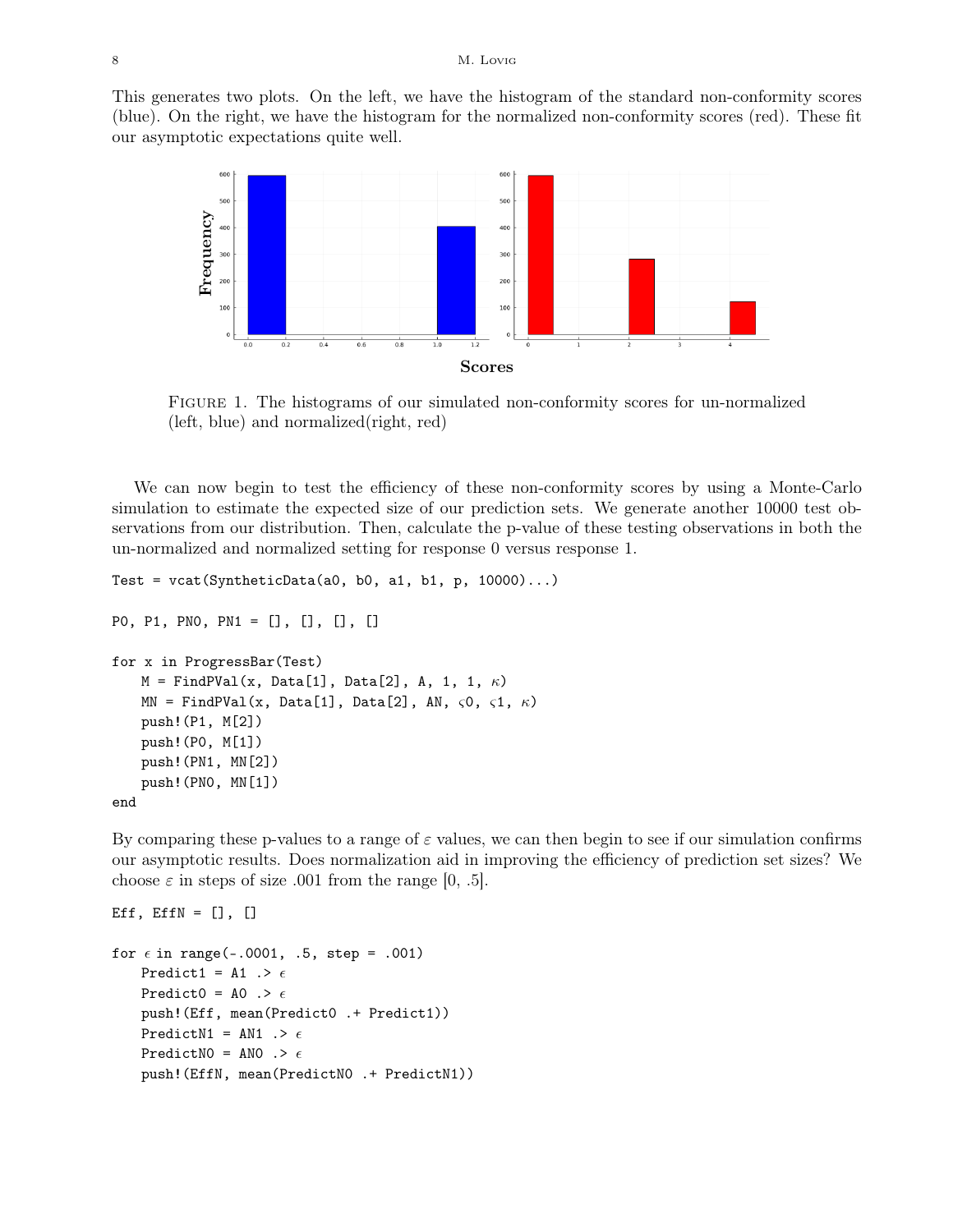This generates two plots. On the left, we have the histogram of the standard non-conformity scores (blue). On the right, we have the histogram for the normalized non-conformity scores (red). These fit our asymptotic expectations quite well.

Figure 1. The histograms of our simulated non-conformity scores for un-normalized (left, blue) and normalized(right, red)

We can now begin to test the efficiency of these non-conformity scores by using a Monte-Carlo simulation to estimate the expected size of our prediction sets. We generate another 10000 test observations from our distribution. Then, calculate the p-value of these testing observations in both the un-normalized and normalized setting for response 0 versus response 1.

```
Test = vcat(SyntheticData(a0, b0, a1, b1, p, 10000)...)

P0, P1, PN0, PN1 = [], [], [], []

for x in ProgressBar(Test)
    M = FindPVal(x, Data[1], Data[2], A, 1, 1, κ)
    MN = FindPVal(x, Data[1], Data[2], AN, ς0, ς1, κ)
    push!(P1, M[2])
    push!(P0, M[1])
    push!(PN1, MN[2])
    push!(PN0, MN[1])
end
```

By comparing these p-values to a range of $\varepsilon$ values, we can then begin to see if our simulation confirms our asymptotic results. Does normalization aid in improving the efficiency of prediction set sizes? We choose $\varepsilon$ in steps of size .001 from the range [0, .5].

```
Eff, EffN = [], []

for ϵ in range(-.0001, .5, step = .001)
    Predict1 = A1 .> ϵ
    Predict0 = A0 .> ϵ
    push!(Eff, mean(Predict0 .+ Predict1))
    PredictN1 = AN1 .> ϵ
    PredictN0 = AN0 .> ϵ
    push!(EffN, mean(PredictN0 .+ PredictN1))
```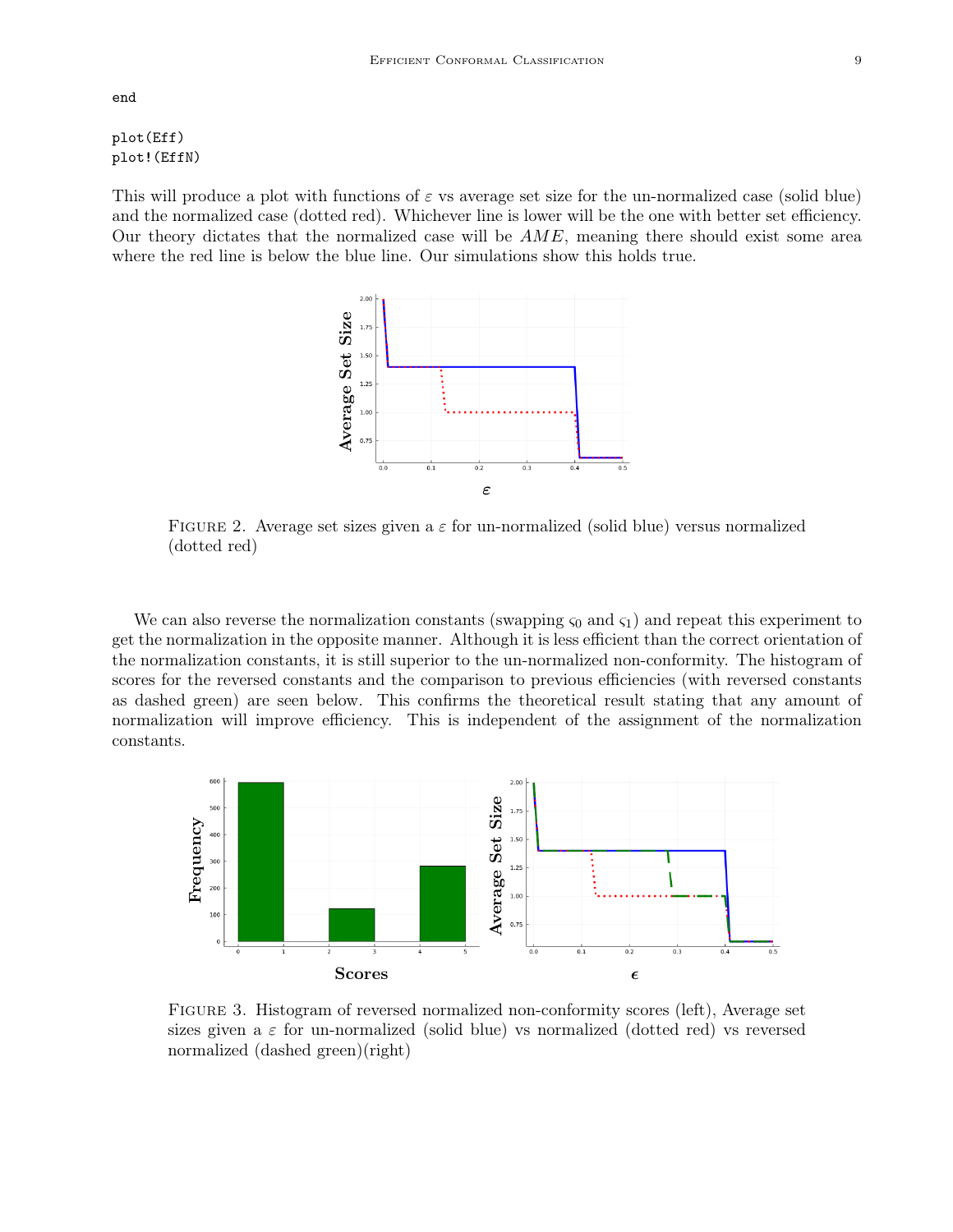```
end

plot(Eff)
plot!(EffN)
```

This will produce a plot with functions of $\varepsilon$ vs average set size for the un-normalized case (solid blue) and the normalized case (dotted red). Whichever line is lower will be the one with better set efficiency. Our theory dictates that the normalized case will be $AME$, meaning there should exist some area where the red line is below the blue line. Our simulations show this holds true.

FIGURE 2. Average set sizes given a $\varepsilon$ for un-normalized (solid blue) versus normalized (dotted red)

We can also reverse the normalization constants (swapping $\varsigma_0$ and $\varsigma_1$) and repeat this experiment to get the normalization in the opposite manner. Although it is less efficient than the correct orientation of the normalization constants, it is still superior to the un-normalized non-conformity. The histogram of scores for the reversed constants and the comparison to previous efficiencies (with reversed constants as dashed green) are seen below. This confirms the theoretical result stating that any amount of normalization will improve efficiency. This is independent of the assignment of the normalization constants.

FIGURE 3. Histogram of reversed normalized non-conformity scores (left), Average set sizes given a $\varepsilon$ for un-normalized (solid blue) vs normalized (dotted red) vs reversed normalized (dashed green)(right)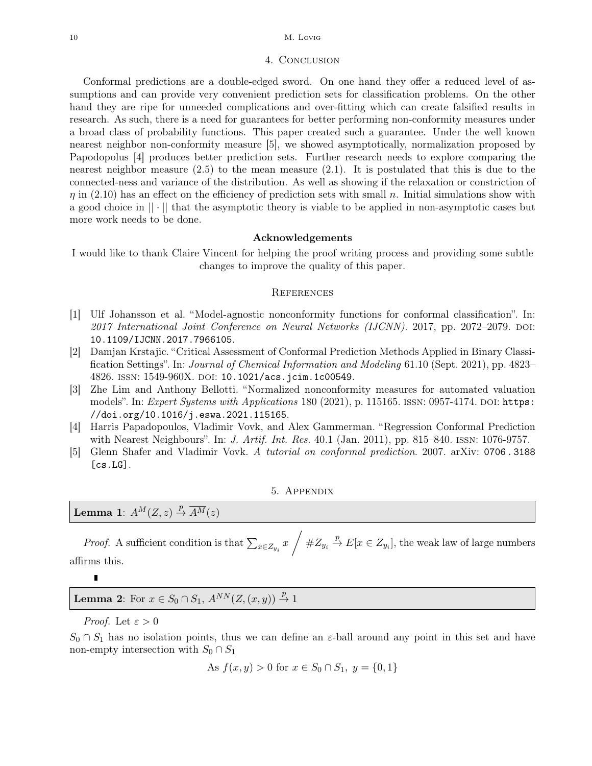## 4. Conclusion

Conformal predictions are a double-edged sword. On one hand they offer a reduced level of assumptions and can provide very convenient prediction sets for classification problems. On the other hand they are ripe for unneeded complications and over-fitting which can create falsified results in research. As such, there is a need for guarantees for better performing non-conformity measures under a broad class of probability functions. This paper created such a guarantee. Under the well known nearest neighbor non-conformity measure [5], we showed asymptotically, normalization proposed by Papodopolus [4] produces better prediction sets. Further research needs to explore comparing the nearest neighbor measure (2.5) to the mean measure (2.1). It is postulated that this is due to the connected-ness and variance of the distribution. As well as showing if the relaxation or constriction of $\eta$ in (2.10) has an effect on the efficiency of prediction sets with small $n$. Initial simulations show with a good choice in $||\cdot||$ that the asymptotic theory is viable to be applied in non-asymptotic cases but more work needs to be done.

### Acknowledgements

I would like to thank Claire Vincent for helping the proof writing process and providing some subtle changes to improve the quality of this paper.

## References

[1] Ulf Johansson et al. "Model-agnostic nonconformity functions for conformal classification". In: *2017 International Joint Conference on Neural Networks (IJCNN)*. 2017, pp. 2072–2079. DOI: 10.1109/IJCNN.2017.7966105.

[2] Damjan Krstajic. "Critical Assessment of Conformal Prediction Methods Applied in Binary Classification Settings". In: *Journal of Chemical Information and Modeling* 61.10 (Sept. 2021), pp. 4823–4826. ISSN: 1549-960X. DOI: 10.1021/acs.jcim.1c00549.

[3] Zhe Lim and Anthony Bellotti. "Normalized nonconformity measures for automated valuation models". In: *Expert Systems with Applications* 180 (2021), p. 115165. ISSN: 0957-4174. DOI: https://doi.org/10.1016/j.eswa.2021.115165.

[4] Harris Papadopoulos, Vladimir Vovk, and Alex Gammerman. "Regression Conformal Prediction with Nearest Neighbours". In: *J. Artif. Int. Res.* 40.1 (Jan. 2011), pp. 815–840. ISSN: 1076-9757.

[5] Glenn Shafer and Vladimir Vovk. *A tutorial on conformal prediction*. 2007. arXiv: 0706.3188 [cs.LG].

## 5. Appendix

**Lemma 1**: $A^M(Z,z) \xrightarrow{p} \overline{A^M}(z)$

*Proof.* A sufficient condition is that $\sum_{x \in Z_{y_i}} x \Big/ \#Z_{y_i} \xrightarrow{p} E[x \in Z_{y_i}]$, the weak law of large numbers affirms this. ∎

**Lemma 2**: For $x \in S_0 \cap S_1$, $A^{NN}(Z,(x,y)) \xrightarrow{p} 1$

*Proof.* Let $\varepsilon > 0$

$S_0 \cap S_1$ has no isolation points, thus we can define an $\varepsilon$-ball around any point in this set and have non-empty intersection with $S_0 \cap S_1$

$$\text{As } f(x,y) > 0 \text{ for } x \in S_0 \cap S_1,\ y = \{0,1\}$$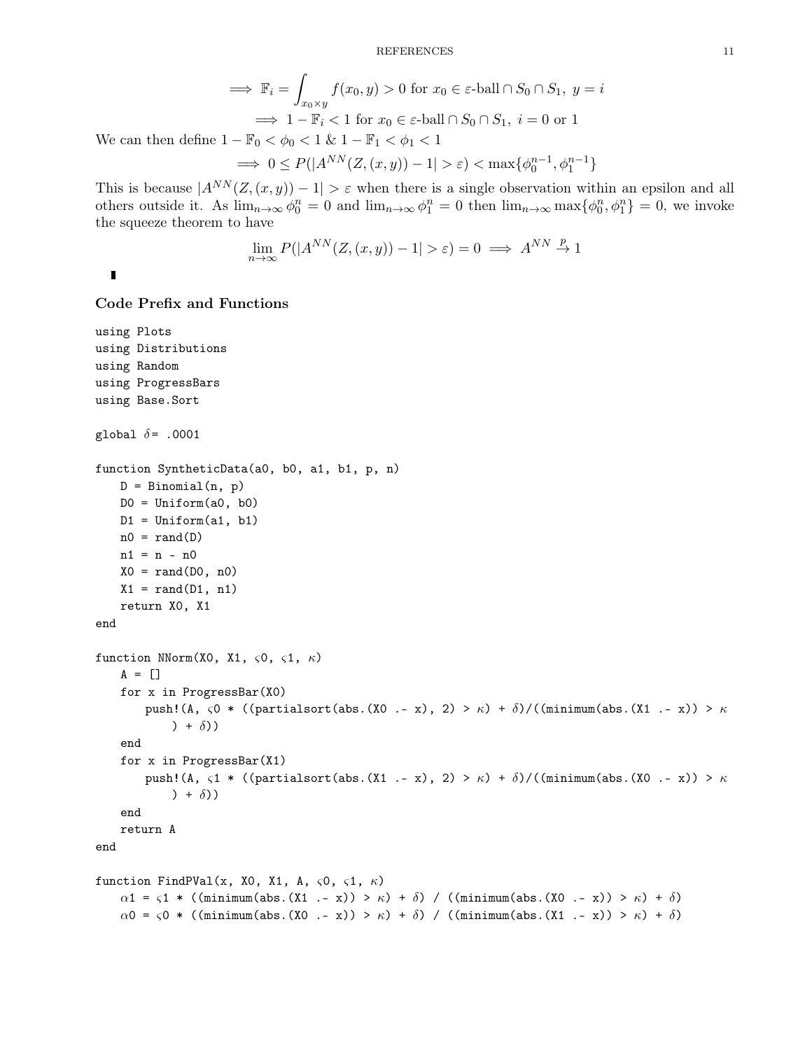$$\implies \mathbb{F}_i = \int_{x_0 \times y} f(x_0, y) > 0 \text{ for } x_0 \in \varepsilon\text{-ball} \cap S_0 \cap S_1,\ y = i$$

$$\implies 1 - \mathbb{F}_i < 1 \text{ for } x_0 \in \varepsilon\text{-ball} \cap S_0 \cap S_1,\ i = 0 \text{ or } 1$$

We can then define $1 - \mathbb{F}_0 < \phi_0 < 1$ & $1 - \mathbb{F}_1 < \phi_1 < 1$

$$\implies 0 \le P(|A^{NN}(Z, (x, y)) - 1| > \varepsilon) < \max\{\phi_0^{n-1}, \phi_1^{n-1}\}$$

This is because $|A^{NN}(Z, (x, y)) - 1| > \varepsilon$ when there is a single observation within an epsilon and all others outside it. As $\lim_{n\to\infty} \phi_0^n = 0$ and $\lim_{n\to\infty} \phi_1^n = 0$ then $\lim_{n\to\infty} \max\{\phi_0^n, \phi_1^n\} = 0$, we invoke the squeeze theorem to have

$$\lim_{n\to\infty} P(|A^{NN}(Z, (x, y)) - 1| > \varepsilon) = 0 \implies A^{NN} \xrightarrow{p} 1$$

∎

### Code Prefix and Functions

```
using Plots
using Distributions
using Random
using ProgressBars
using Base.Sort

global δ= .0001

function SyntheticData(a0, b0, a1, b1, p, n)
    D = Binomial(n, p)
    D0 = Uniform(a0, b0)
    D1 = Uniform(a1, b1)
    n0 = rand(D)
    n1 = n - n0
    X0 = rand(D0, n0)
    X1 = rand(D1, n1)
    return X0, X1
end

function NNorm(X0, X1, ς0, ς1, κ)
    A = []
    for x in ProgressBar(X0)
        push!(A, ς0 * ((partialsort(abs.(X0 .- x), 2) > κ) + δ)/((minimum(abs.(X1 .- x)) > κ
            ) + δ))
    end
    for x in ProgressBar(X1)
        push!(A, ς1 * ((partialsort(abs.(X1 .- x), 2) > κ) + δ)/((minimum(abs.(X0 .- x)) > κ
            ) + δ))
    end
    return A
end

function FindPVal(x, X0, X1, A, ς0, ς1, κ)
    α1 = ς1 * ((minimum(abs.(X1 .- x)) > κ) + δ) / ((minimum(abs.(X0 .- x)) > κ) + δ)
    α0 = ς0 * ((minimum(abs.(X0 .- x)) > κ) + δ) / ((minimum(abs.(X1 .- x)) > κ) + δ)
```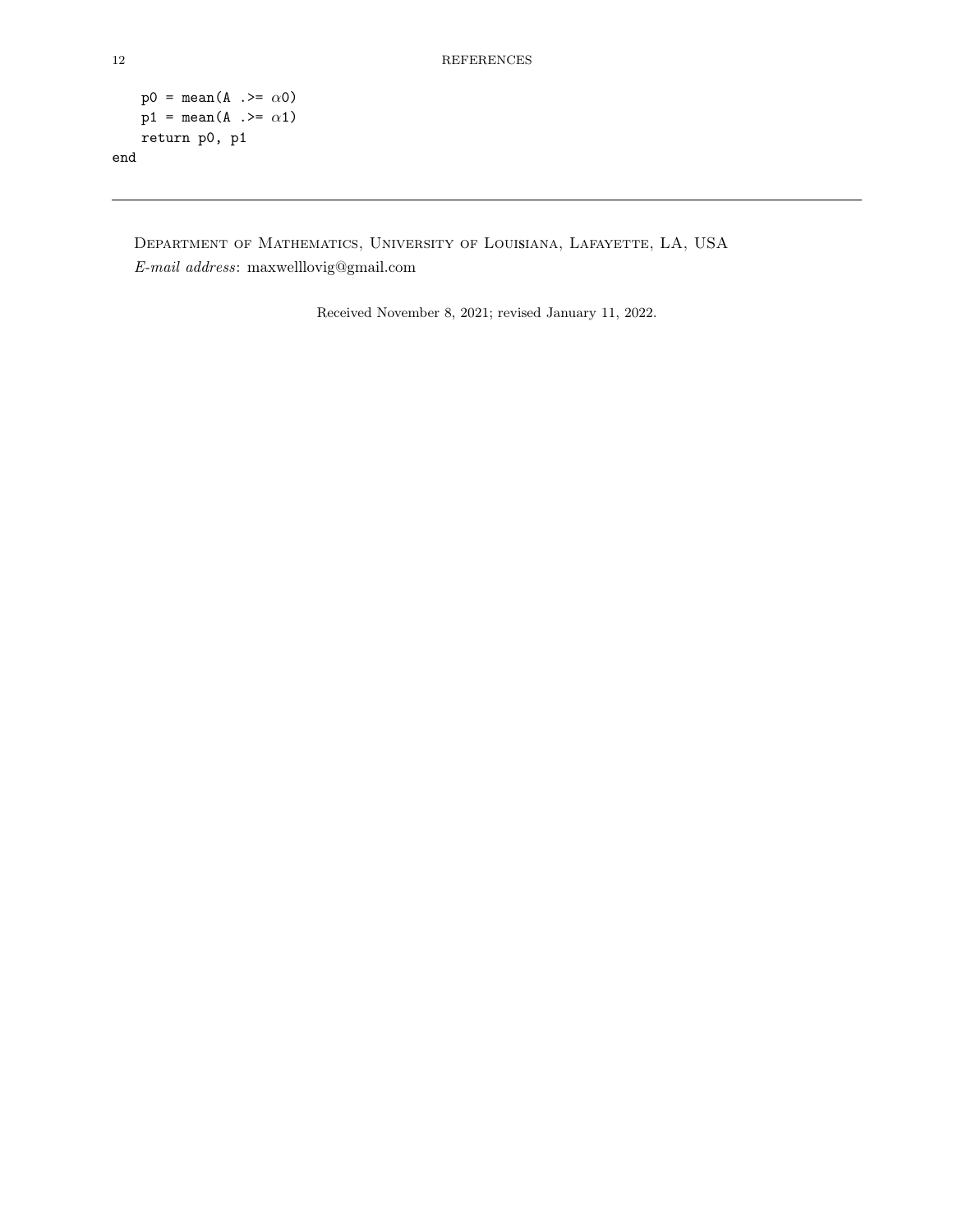```
    p0 = mean(A .>= α0)
    p1 = mean(A .>= α1)
    return p0, p1
end
```

---

Department of Mathematics, University of Louisiana, Lafayette, LA, USA
*E-mail address*: maxwelllovig@gmail.com

Received November 8, 2021; revised January 11, 2022.